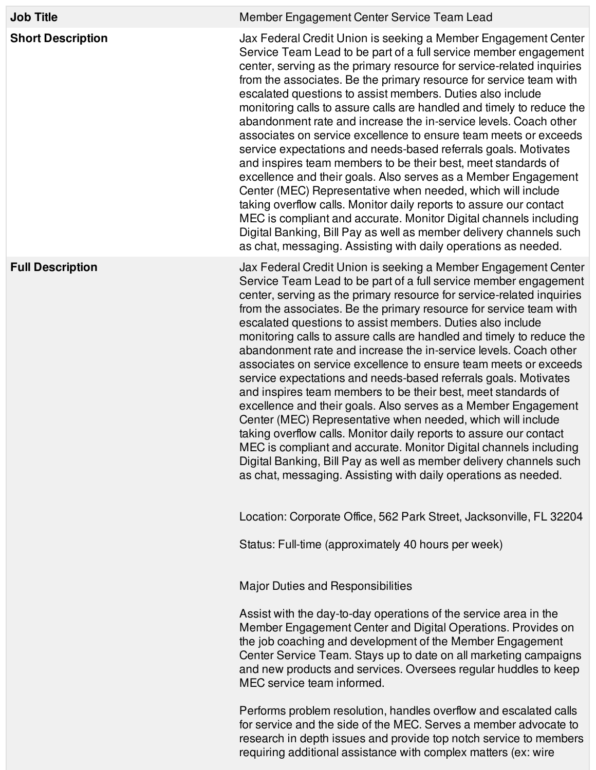| Job Title | Member Engagement Center Service Team Lead |
|---|---|
| **Short Description** | Jax Federal Credit Union is seeking a Member Engagement Center Service Team Lead to be part of a full service member engagement center, serving as the primary resource for service-related inquiries from the associates. Be the primary resource for service team with escalated questions to assist members. Duties also include monitoring calls to assure calls are handled and timely to reduce the abandonment rate and increase the in-service levels. Coach other associates on service excellence to ensure team meets or exceeds service expectations and needs-based referrals goals. Motivates and inspires team members to be their best, meet standards of excellence and their goals. Also serves as a Member Engagement Center (MEC) Representative when needed, which will include taking overflow calls. Monitor daily reports to assure our contact MEC is compliant and accurate. Monitor Digital channels including Digital Banking, Bill Pay as well as member delivery channels such as chat, messaging. Assisting with daily operations as needed. |
| **Full Description** | Jax Federal Credit Union is seeking a Member Engagement Center Service Team Lead to be part of a full service member engagement center, serving as the primary resource for service-related inquiries from the associates. Be the primary resource for service team with escalated questions to assist members. Duties also include monitoring calls to assure calls are handled and timely to reduce the abandonment rate and increase the in-service levels. Coach other associates on service excellence to ensure team meets or exceeds service expectations and needs-based referrals goals. Motivates and inspires team members to be their best, meet standards of excellence and their goals. Also serves as a Member Engagement Center (MEC) Representative when needed, which will include taking overflow calls. Monitor daily reports to assure our contact MEC is compliant and accurate. Monitor Digital channels including Digital Banking, Bill Pay as well as member delivery channels such as chat, messaging. Assisting with daily operations as needed.<br><br>Location: Corporate Office, 562 Park Street, Jacksonville, FL 32204<br><br>Status: Full-time (approximately 40 hours per week)<br><br>Major Duties and Responsibilities<br><br>Assist with the day-to-day operations of the service area in the Member Engagement Center and Digital Operations. Provides on the job coaching and development of the Member Engagement Center Service Team. Stays up to date on all marketing campaigns and new products and services. Oversees regular huddles to keep MEC service team informed.<br><br>Performs problem resolution, handles overflow and escalated calls for service and the side of the MEC. Serves a member advocate to research in depth issues and provide top notch service to members requiring additional assistance with complex matters (ex: wire |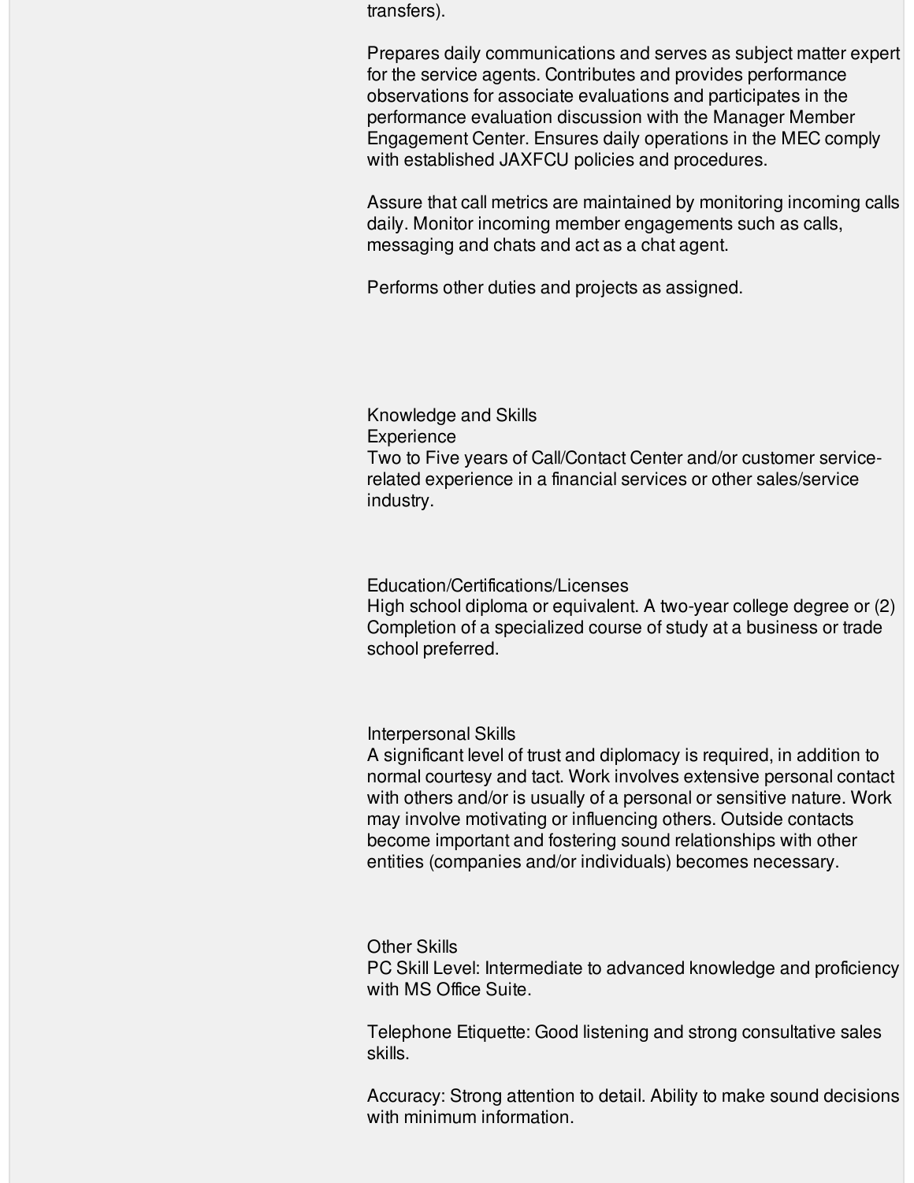transfers).

Prepares daily communications and serves as subject matter expert for the service agents. Contributes and provides performance observations for associate evaluations and participates in the performance evaluation discussion with the Manager Member Engagement Center. Ensures daily operations in the MEC comply with established JAXFCU policies and procedures.

Assure that call metrics are maintained by monitoring incoming calls daily. Monitor incoming member engagements such as calls, messaging and chats and act as a chat agent.

Performs other duties and projects as assigned.

## Knowledge and Skills

### Experience

Two to Five years of Call/Contact Center and/or customer service-related experience in a financial services or other sales/service industry.

### Education/Certifications/Licenses

High school diploma or equivalent. A two-year college degree or (2) Completion of a specialized course of study at a business or trade school preferred.

### Interpersonal Skills

A significant level of trust and diplomacy is required, in addition to normal courtesy and tact. Work involves extensive personal contact with others and/or is usually of a personal or sensitive nature. Work may involve motivating or influencing others. Outside contacts become important and fostering sound relationships with other entities (companies and/or individuals) becomes necessary.

### Other Skills

PC Skill Level: Intermediate to advanced knowledge and proficiency with MS Office Suite.

Telephone Etiquette: Good listening and strong consultative sales skills.

Accuracy: Strong attention to detail. Ability to make sound decisions with minimum information.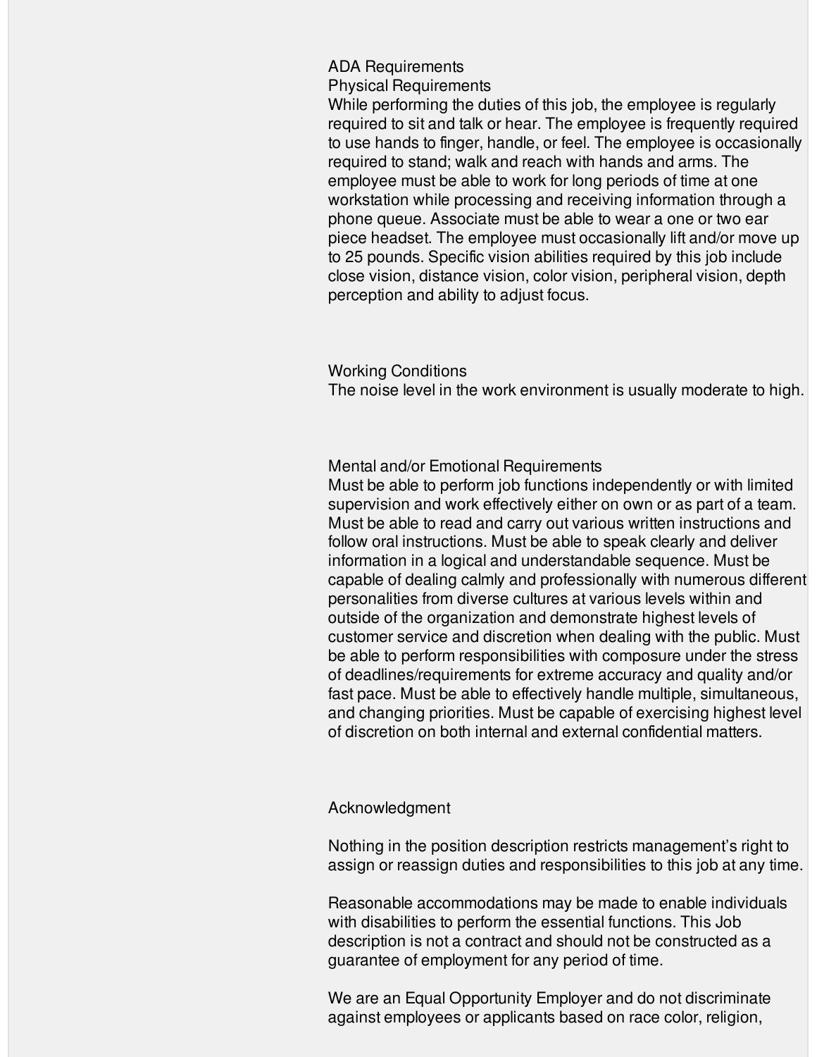## ADA Requirements

### Physical Requirements

While performing the duties of this job, the employee is regularly required to sit and talk or hear. The employee is frequently required to use hands to finger, handle, or feel. The employee is occasionally required to stand; walk and reach with hands and arms. The employee must be able to work for long periods of time at one workstation while processing and receiving information through a phone queue. Associate must be able to wear a one or two ear piece headset. The employee must occasionally lift and/or move up to 25 pounds. Specific vision abilities required by this job include close vision, distance vision, color vision, peripheral vision, depth perception and ability to adjust focus.

### Working Conditions

The noise level in the work environment is usually moderate to high.

### Mental and/or Emotional Requirements

Must be able to perform job functions independently or with limited supervision and work effectively either on own or as part of a team. Must be able to read and carry out various written instructions and follow oral instructions. Must be able to speak clearly and deliver information in a logical and understandable sequence. Must be capable of dealing calmly and professionally with numerous different personalities from diverse cultures at various levels within and outside of the organization and demonstrate highest levels of customer service and discretion when dealing with the public. Must be able to perform responsibilities with composure under the stress of deadlines/requirements for extreme accuracy and quality and/or fast pace. Must be able to effectively handle multiple, simultaneous, and changing priorities. Must be capable of exercising highest level of discretion on both internal and external confidential matters.

### Acknowledgment

Nothing in the position description restricts management's right to assign or reassign duties and responsibilities to this job at any time.

Reasonable accommodations may be made to enable individuals with disabilities to perform the essential functions. This Job description is not a contract and should not be constructed as a guarantee of employment for any period of time.

We are an Equal Opportunity Employer and do not discriminate against employees or applicants based on race color, religion,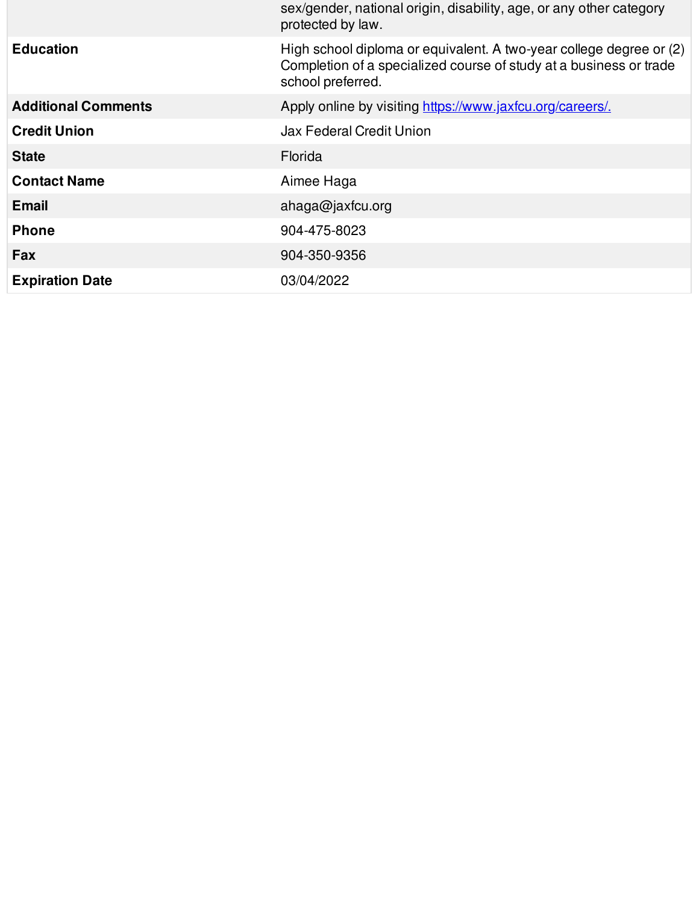| | |
|---|---|
| | sex/gender, national origin, disability, age, or any other category protected by law. |
| **Education** | High school diploma or equivalent. A two-year college degree or (2) Completion of a specialized course of study at a business or trade school preferred. |
| **Additional Comments** | Apply online by visiting https://www.jaxfcu.org/careers/. |
| **Credit Union** | Jax Federal Credit Union |
| **State** | Florida |
| **Contact Name** | Aimee Haga |
| **Email** | ahaga@jaxfcu.org |
| **Phone** | 904-475-8023 |
| **Fax** | 904-350-9356 |
| **Expiration Date** | 03/04/2022 |